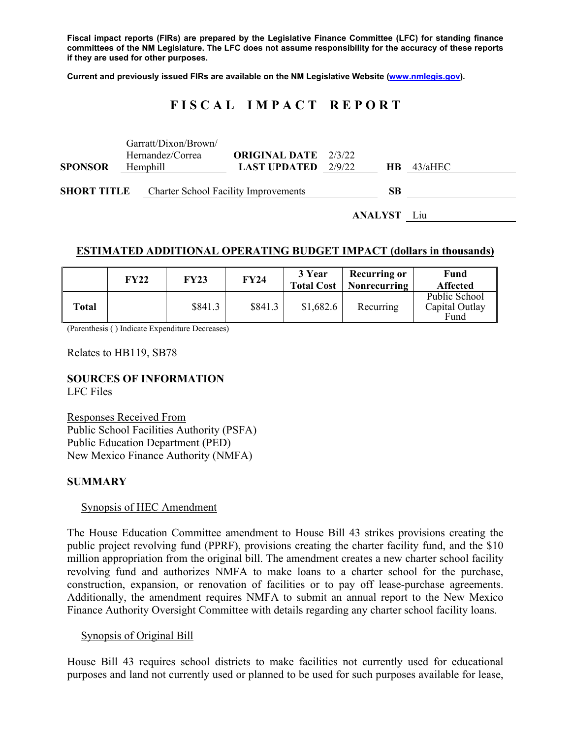**Fiscal impact reports (FIRs) are prepared by the Legislative Finance Committee (LFC) for standing finance committees of the NM Legislature. The LFC does not assume responsibility for the accuracy of these reports if they are used for other purposes.**

**Current and previously issued FIRs are available on the NM Legislative Website (www.nmlegis.gov).**

# FISCAL IMPACT REPORT

| | | | | | |
|---|---|---|---|---|---|
| **SPONSOR** | Garratt/Dixon/Brown/ Hernandez/Correa Hemphill | **ORIGINAL DATE** 2/3/22 **LAST UPDATED** 2/9/22 | | **HB** | 43/aHEC |
| **SHORT TITLE** | Charter School Facility Improvements | | | **SB** | |
| | | | | **ANALYST** | Liu |

## ESTIMATED ADDITIONAL OPERATING BUDGET IMPACT (dollars in thousands)

| | FY22 | FY23 | FY24 | 3 Year Total Cost | Recurring or Nonrecurring | Fund Affected |
|---|---|---|---|---|---|---|
| **Total** | | $841.3 | $841.3 | $1,682.6 | Recurring | Public School Capital Outlay Fund |

(Parenthesis ( ) Indicate Expenditure Decreases)

Relates to HB119, SB78

## SOURCES OF INFORMATION
LFC Files

Responses Received From
Public School Facilities Authority (PSFA)
Public Education Department (PED)
New Mexico Finance Authority (NMFA)

## SUMMARY

Synopsis of HEC Amendment

The House Education Committee amendment to House Bill 43 strikes provisions creating the public project revolving fund (PPRF), provisions creating the charter facility fund, and the $10 million appropriation from the original bill. The amendment creates a new charter school facility revolving fund and authorizes NMFA to make loans to a charter school for the purchase, construction, expansion, or renovation of facilities or to pay off lease-purchase agreements. Additionally, the amendment requires NMFA to submit an annual report to the New Mexico Finance Authority Oversight Committee with details regarding any charter school facility loans.

Synopsis of Original Bill

House Bill 43 requires school districts to make facilities not currently used for educational purposes and land not currently used or planned to be used for such purposes available for lease,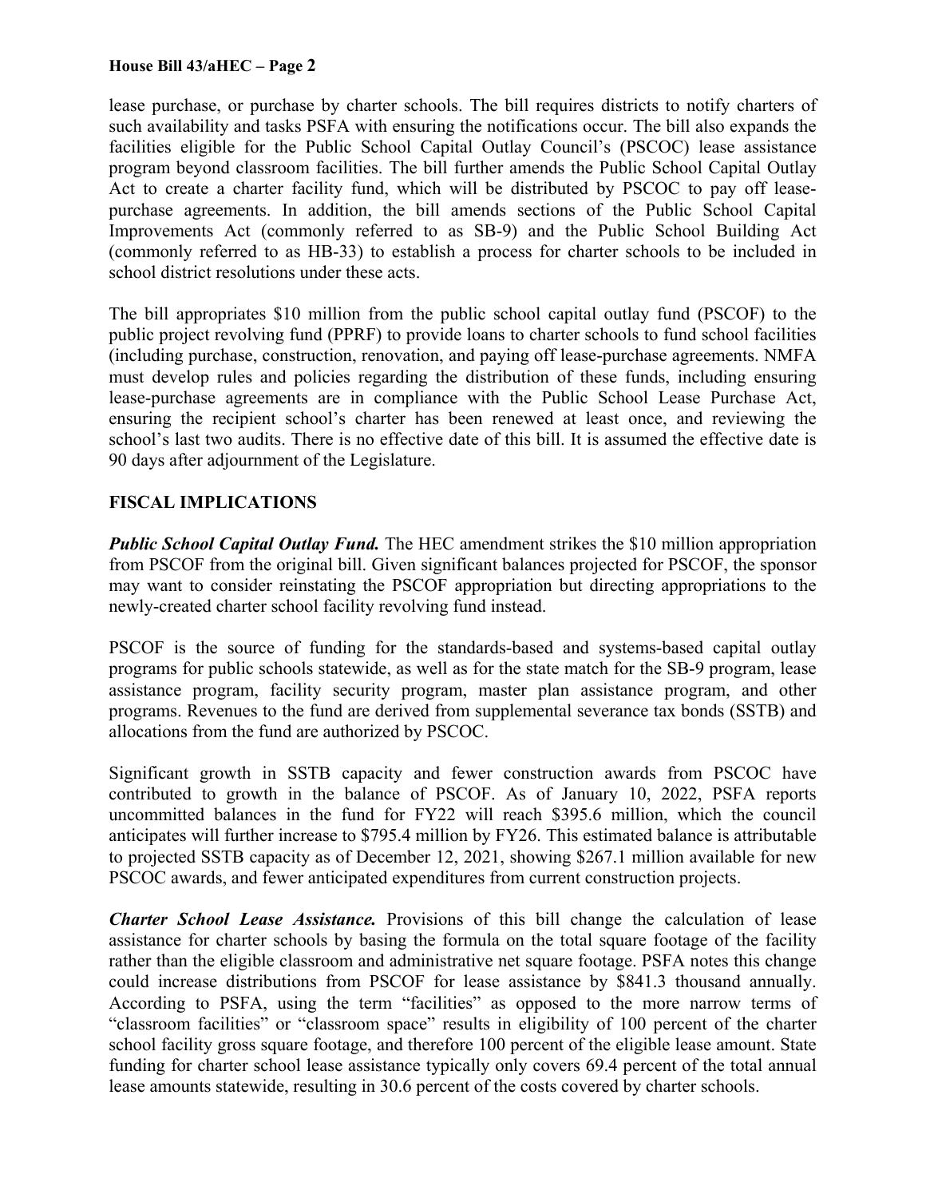lease purchase, or purchase by charter schools. The bill requires districts to notify charters of such availability and tasks PSFA with ensuring the notifications occur. The bill also expands the facilities eligible for the Public School Capital Outlay Council's (PSCOC) lease assistance program beyond classroom facilities. The bill further amends the Public School Capital Outlay Act to create a charter facility fund, which will be distributed by PSCOC to pay off lease-purchase agreements. In addition, the bill amends sections of the Public School Capital Improvements Act (commonly referred to as SB-9) and the Public School Building Act (commonly referred to as HB-33) to establish a process for charter schools to be included in school district resolutions under these acts.

The bill appropriates $10 million from the public school capital outlay fund (PSCOF) to the public project revolving fund (PPRF) to provide loans to charter schools to fund school facilities (including purchase, construction, renovation, and paying off lease-purchase agreements. NMFA must develop rules and policies regarding the distribution of these funds, including ensuring lease-purchase agreements are in compliance with the Public School Lease Purchase Act, ensuring the recipient school's charter has been renewed at least once, and reviewing the school's last two audits. There is no effective date of this bill. It is assumed the effective date is 90 days after adjournment of the Legislature.

**FISCAL IMPLICATIONS**

***Public School Capital Outlay Fund.*** The HEC amendment strikes the $10 million appropriation from PSCOF from the original bill. Given significant balances projected for PSCOF, the sponsor may want to consider reinstating the PSCOF appropriation but directing appropriations to the newly-created charter school facility revolving fund instead.

PSCOF is the source of funding for the standards-based and systems-based capital outlay programs for public schools statewide, as well as for the state match for the SB-9 program, lease assistance program, facility security program, master plan assistance program, and other programs. Revenues to the fund are derived from supplemental severance tax bonds (SSTB) and allocations from the fund are authorized by PSCOC.

Significant growth in SSTB capacity and fewer construction awards from PSCOC have contributed to growth in the balance of PSCOF. As of January 10, 2022, PSFA reports uncommitted balances in the fund for FY22 will reach $395.6 million, which the council anticipates will further increase to $795.4 million by FY26. This estimated balance is attributable to projected SSTB capacity as of December 12, 2021, showing $267.1 million available for new PSCOC awards, and fewer anticipated expenditures from current construction projects.

***Charter School Lease Assistance.*** Provisions of this bill change the calculation of lease assistance for charter schools by basing the formula on the total square footage of the facility rather than the eligible classroom and administrative net square footage. PSFA notes this change could increase distributions from PSCOF for lease assistance by $841.3 thousand annually. According to PSFA, using the term "facilities" as opposed to the more narrow terms of "classroom facilities" or "classroom space" results in eligibility of 100 percent of the charter school facility gross square footage, and therefore 100 percent of the eligible lease amount. State funding for charter school lease assistance typically only covers 69.4 percent of the total annual lease amounts statewide, resulting in 30.6 percent of the costs covered by charter schools.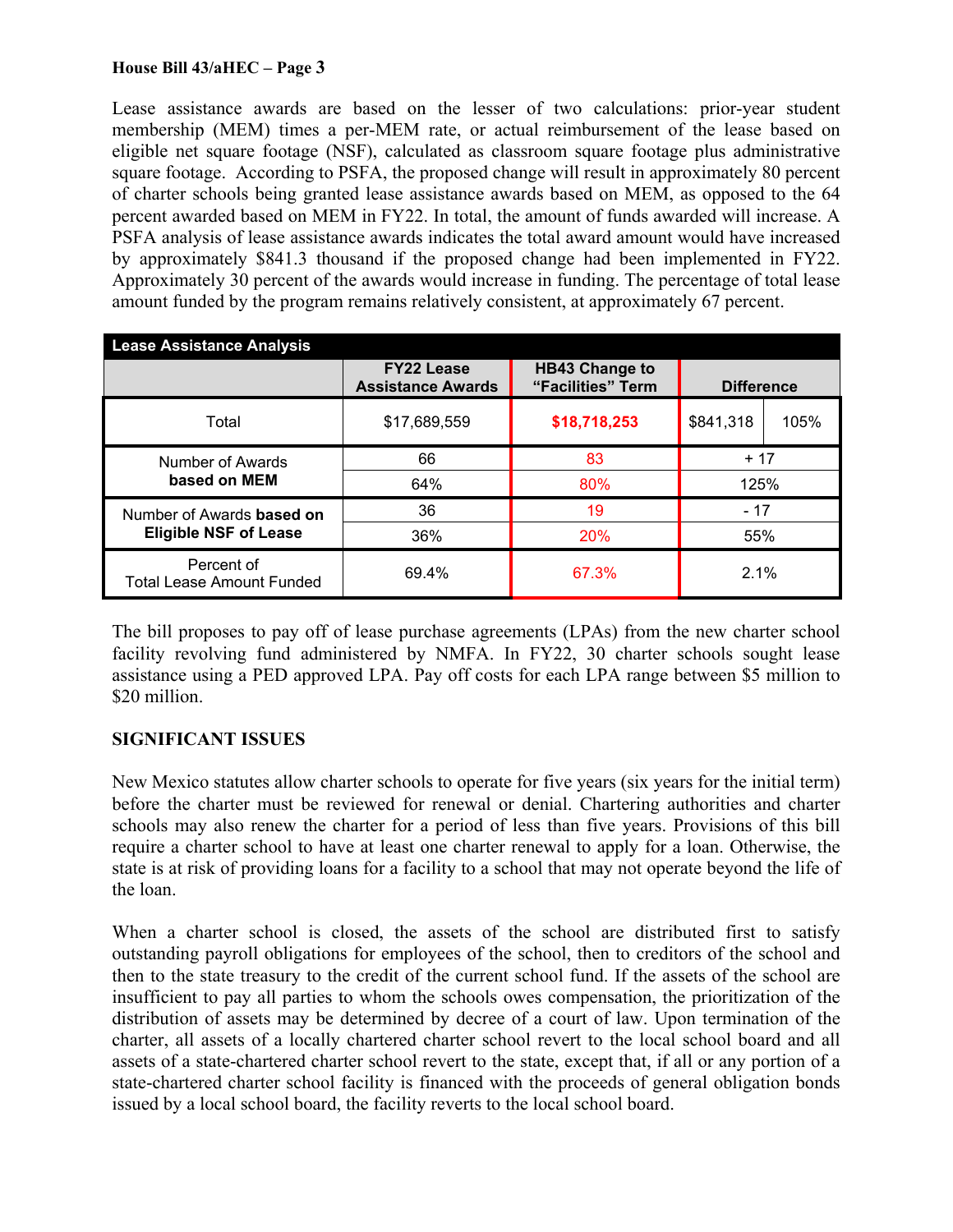Lease assistance awards are based on the lesser of two calculations: prior-year student membership (MEM) times a per-MEM rate, or actual reimbursement of the lease based on eligible net square footage (NSF), calculated as classroom square footage plus administrative square footage. According to PSFA, the proposed change will result in approximately 80 percent of charter schools being granted lease assistance awards based on MEM, as opposed to the 64 percent awarded based on MEM in FY22. In total, the amount of funds awarded will increase. A PSFA analysis of lease assistance awards indicates the total award amount would have increased by approximately $841.3 thousand if the proposed change had been implemented in FY22. Approximately 30 percent of the awards would increase in funding. The percentage of total lease amount funded by the program remains relatively consistent, at approximately 67 percent.

| Lease Assistance Analysis | | | | |
|---|---|---|---|---|
| | FY22 Lease Assistance Awards | HB43 Change to "Facilities" Term | Difference | |
| Total | $17,689,559 | **$18,718,253** | $841,318 | 105% |
| Number of Awards **based on MEM** | 66 | 83 | + 17 | |
| | 64% | 80% | 125% | |
| Number of Awards **based on Eligible NSF of Lease** | 36 | 19 | - 17 | |
| | 36% | 20% | 55% | |
| Percent of Total Lease Amount Funded | 69.4% | 67.3% | 2.1% | |

The bill proposes to pay off of lease purchase agreements (LPAs) from the new charter school facility revolving fund administered by NMFA. In FY22, 30 charter schools sought lease assistance using a PED approved LPA. Pay off costs for each LPA range between $5 million to $20 million.

## SIGNIFICANT ISSUES

New Mexico statutes allow charter schools to operate for five years (six years for the initial term) before the charter must be reviewed for renewal or denial. Chartering authorities and charter schools may also renew the charter for a period of less than five years. Provisions of this bill require a charter school to have at least one charter renewal to apply for a loan. Otherwise, the state is at risk of providing loans for a facility to a school that may not operate beyond the life of the loan.

When a charter school is closed, the assets of the school are distributed first to satisfy outstanding payroll obligations for employees of the school, then to creditors of the school and then to the state treasury to the credit of the current school fund. If the assets of the school are insufficient to pay all parties to whom the schools owes compensation, the prioritization of the distribution of assets may be determined by decree of a court of law. Upon termination of the charter, all assets of a locally chartered charter school revert to the local school board and all assets of a state-chartered charter school revert to the state, except that, if all or any portion of a state-chartered charter school facility is financed with the proceeds of general obligation bonds issued by a local school board, the facility reverts to the local school board.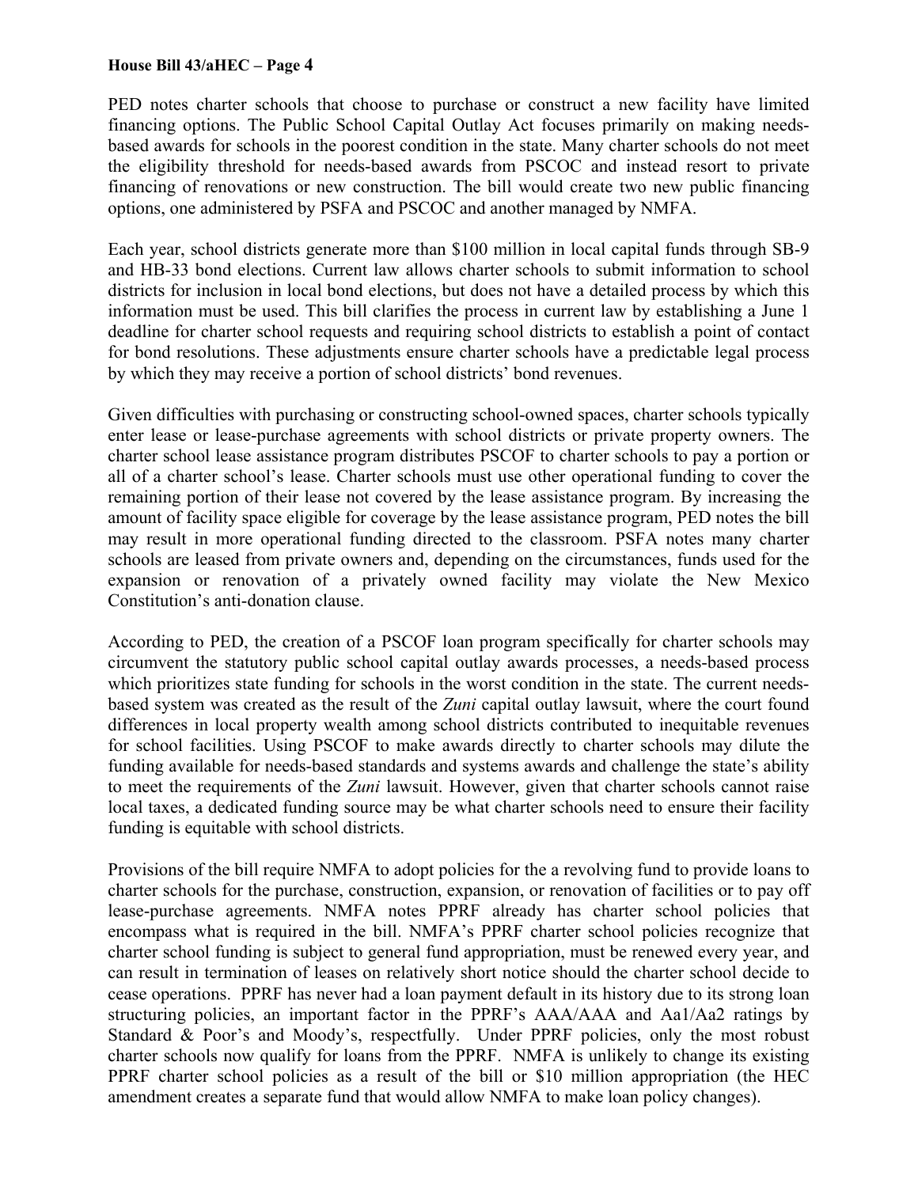PED notes charter schools that choose to purchase or construct a new facility have limited financing options. The Public School Capital Outlay Act focuses primarily on making needs-based awards for schools in the poorest condition in the state. Many charter schools do not meet the eligibility threshold for needs-based awards from PSCOC and instead resort to private financing of renovations or new construction. The bill would create two new public financing options, one administered by PSFA and PSCOC and another managed by NMFA.

Each year, school districts generate more than $100 million in local capital funds through SB-9 and HB-33 bond elections. Current law allows charter schools to submit information to school districts for inclusion in local bond elections, but does not have a detailed process by which this information must be used. This bill clarifies the process in current law by establishing a June 1 deadline for charter school requests and requiring school districts to establish a point of contact for bond resolutions. These adjustments ensure charter schools have a predictable legal process by which they may receive a portion of school districts' bond revenues.

Given difficulties with purchasing or constructing school-owned spaces, charter schools typically enter lease or lease-purchase agreements with school districts or private property owners. The charter school lease assistance program distributes PSCOF to charter schools to pay a portion or all of a charter school's lease. Charter schools must use other operational funding to cover the remaining portion of their lease not covered by the lease assistance program. By increasing the amount of facility space eligible for coverage by the lease assistance program, PED notes the bill may result in more operational funding directed to the classroom. PSFA notes many charter schools are leased from private owners and, depending on the circumstances, funds used for the expansion or renovation of a privately owned facility may violate the New Mexico Constitution's anti-donation clause.

According to PED, the creation of a PSCOF loan program specifically for charter schools may circumvent the statutory public school capital outlay awards processes, a needs-based process which prioritizes state funding for schools in the worst condition in the state. The current needs-based system was created as the result of the *Zuni* capital outlay lawsuit, where the court found differences in local property wealth among school districts contributed to inequitable revenues for school facilities. Using PSCOF to make awards directly to charter schools may dilute the funding available for needs-based standards and systems awards and challenge the state's ability to meet the requirements of the *Zuni* lawsuit. However, given that charter schools cannot raise local taxes, a dedicated funding source may be what charter schools need to ensure their facility funding is equitable with school districts.

Provisions of the bill require NMFA to adopt policies for the a revolving fund to provide loans to charter schools for the purchase, construction, expansion, or renovation of facilities or to pay off lease-purchase agreements. NMFA notes PPRF already has charter school policies that encompass what is required in the bill. NMFA's PPRF charter school policies recognize that charter school funding is subject to general fund appropriation, must be renewed every year, and can result in termination of leases on relatively short notice should the charter school decide to cease operations. PPRF has never had a loan payment default in its history due to its strong loan structuring policies, an important factor in the PPRF's AAA/AAA and Aa1/Aa2 ratings by Standard & Poor's and Moody's, respectfully. Under PPRF policies, only the most robust charter schools now qualify for loans from the PPRF. NMFA is unlikely to change its existing PPRF charter school policies as a result of the bill or $10 million appropriation (the HEC amendment creates a separate fund that would allow NMFA to make loan policy changes).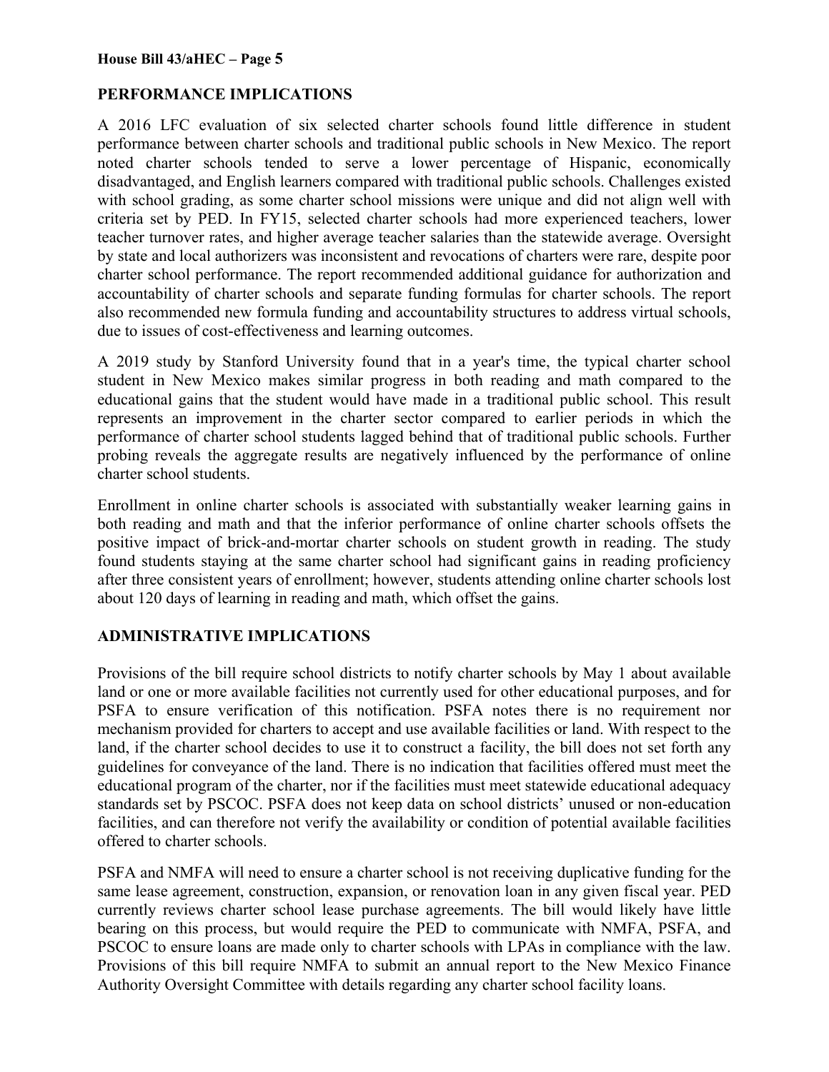## PERFORMANCE IMPLICATIONS

A 2016 LFC evaluation of six selected charter schools found little difference in student performance between charter schools and traditional public schools in New Mexico. The report noted charter schools tended to serve a lower percentage of Hispanic, economically disadvantaged, and English learners compared with traditional public schools. Challenges existed with school grading, as some charter school missions were unique and did not align well with criteria set by PED. In FY15, selected charter schools had more experienced teachers, lower teacher turnover rates, and higher average teacher salaries than the statewide average. Oversight by state and local authorizers was inconsistent and revocations of charters were rare, despite poor charter school performance. The report recommended additional guidance for authorization and accountability of charter schools and separate funding formulas for charter schools. The report also recommended new formula funding and accountability structures to address virtual schools, due to issues of cost-effectiveness and learning outcomes.

A 2019 study by Stanford University found that in a year's time, the typical charter school student in New Mexico makes similar progress in both reading and math compared to the educational gains that the student would have made in a traditional public school. This result represents an improvement in the charter sector compared to earlier periods in which the performance of charter school students lagged behind that of traditional public schools. Further probing reveals the aggregate results are negatively influenced by the performance of online charter school students.

Enrollment in online charter schools is associated with substantially weaker learning gains in both reading and math and that the inferior performance of online charter schools offsets the positive impact of brick-and-mortar charter schools on student growth in reading. The study found students staying at the same charter school had significant gains in reading proficiency after three consistent years of enrollment; however, students attending online charter schools lost about 120 days of learning in reading and math, which offset the gains.

## ADMINISTRATIVE IMPLICATIONS

Provisions of the bill require school districts to notify charter schools by May 1 about available land or one or more available facilities not currently used for other educational purposes, and for PSFA to ensure verification of this notification. PSFA notes there is no requirement nor mechanism provided for charters to accept and use available facilities or land. With respect to the land, if the charter school decides to use it to construct a facility, the bill does not set forth any guidelines for conveyance of the land. There is no indication that facilities offered must meet the educational program of the charter, nor if the facilities must meet statewide educational adequacy standards set by PSCOC. PSFA does not keep data on school districts' unused or non-education facilities, and can therefore not verify the availability or condition of potential available facilities offered to charter schools.

PSFA and NMFA will need to ensure a charter school is not receiving duplicative funding for the same lease agreement, construction, expansion, or renovation loan in any given fiscal year. PED currently reviews charter school lease purchase agreements. The bill would likely have little bearing on this process, but would require the PED to communicate with NMFA, PSFA, and PSCOC to ensure loans are made only to charter schools with LPAs in compliance with the law. Provisions of this bill require NMFA to submit an annual report to the New Mexico Finance Authority Oversight Committee with details regarding any charter school facility loans.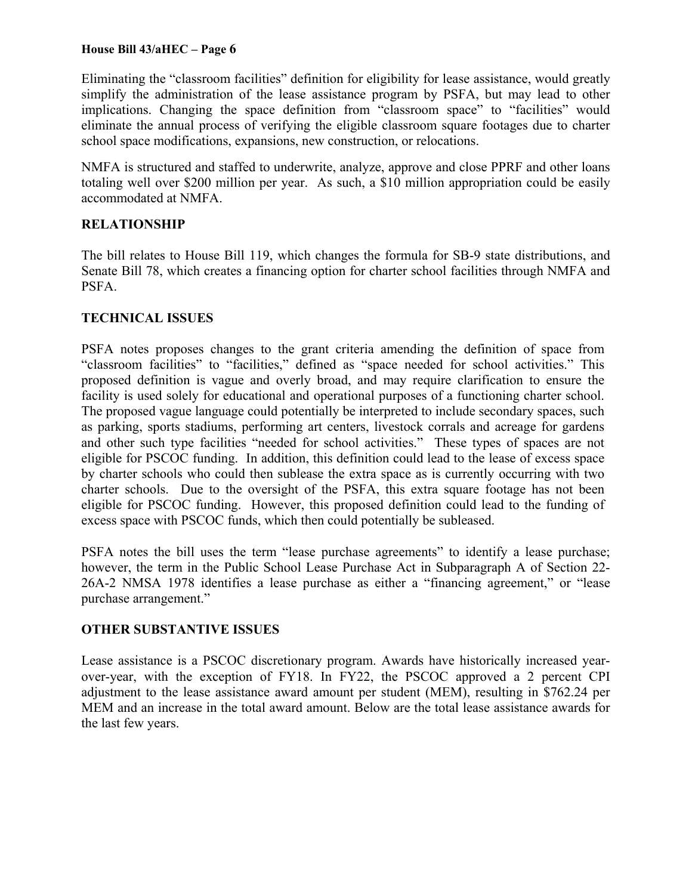Eliminating the "classroom facilities" definition for eligibility for lease assistance, would greatly simplify the administration of the lease assistance program by PSFA, but may lead to other implications. Changing the space definition from "classroom space" to "facilities" would eliminate the annual process of verifying the eligible classroom square footages due to charter school space modifications, expansions, new construction, or relocations.

NMFA is structured and staffed to underwrite, analyze, approve and close PPRF and other loans totaling well over $200 million per year. As such, a $10 million appropriation could be easily accommodated at NMFA.

**RELATIONSHIP**

The bill relates to House Bill 119, which changes the formula for SB-9 state distributions, and Senate Bill 78, which creates a financing option for charter school facilities through NMFA and PSFA.

**TECHNICAL ISSUES**

PSFA notes proposes changes to the grant criteria amending the definition of space from "classroom facilities" to "facilities," defined as "space needed for school activities." This proposed definition is vague and overly broad, and may require clarification to ensure the facility is used solely for educational and operational purposes of a functioning charter school. The proposed vague language could potentially be interpreted to include secondary spaces, such as parking, sports stadiums, performing art centers, livestock corrals and acreage for gardens and other such type facilities "needed for school activities." These types of spaces are not eligible for PSCOC funding. In addition, this definition could lead to the lease of excess space by charter schools who could then sublease the extra space as is currently occurring with two charter schools. Due to the oversight of the PSFA, this extra square footage has not been eligible for PSCOC funding. However, this proposed definition could lead to the funding of excess space with PSCOC funds, which then could potentially be subleased.

PSFA notes the bill uses the term "lease purchase agreements" to identify a lease purchase; however, the term in the Public School Lease Purchase Act in Subparagraph A of Section 22-26A-2 NMSA 1978 identifies a lease purchase as either a "financing agreement," or "lease purchase arrangement."

**OTHER SUBSTANTIVE ISSUES**

Lease assistance is a PSCOC discretionary program. Awards have historically increased year-over-year, with the exception of FY18. In FY22, the PSCOC approved a 2 percent CPI adjustment to the lease assistance award amount per student (MEM), resulting in $762.24 per MEM and an increase in the total award amount. Below are the total lease assistance awards for the last few years.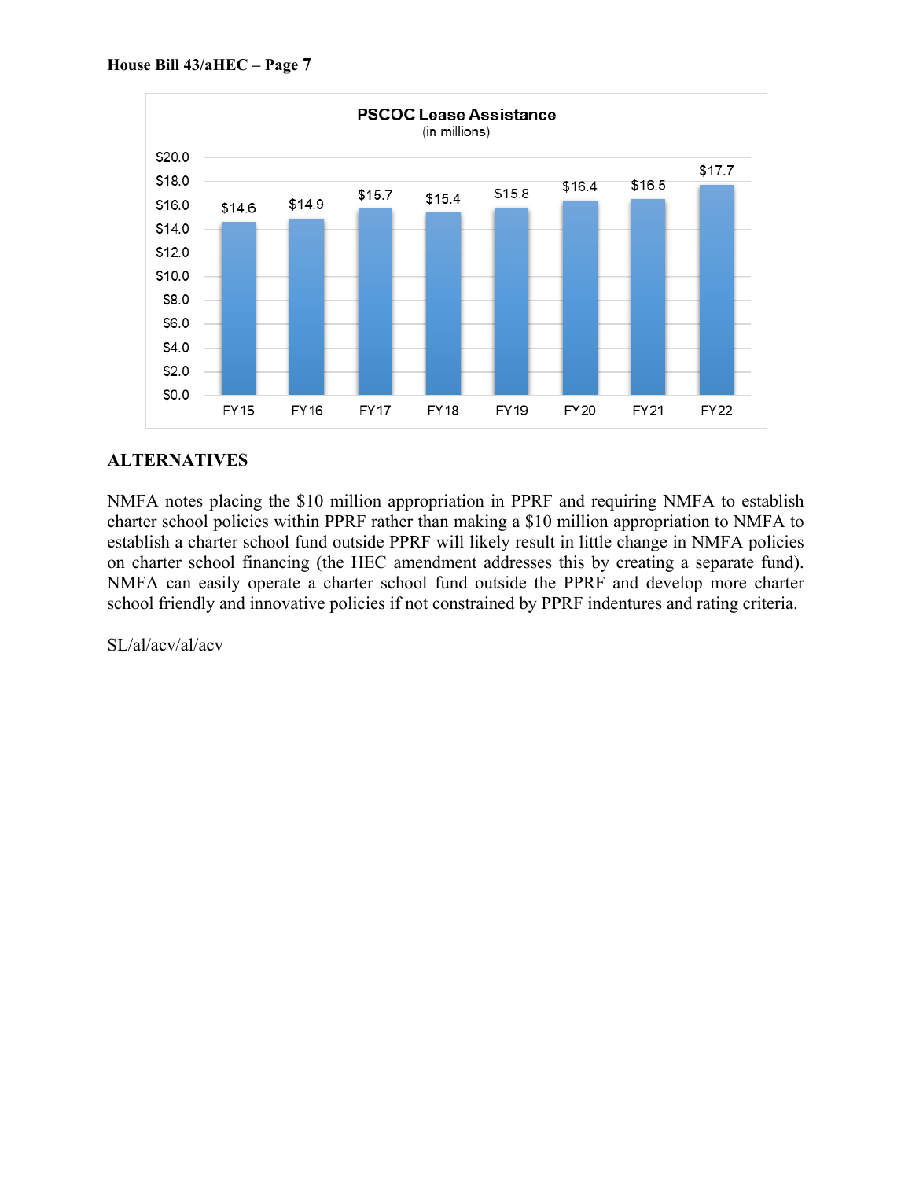PSCOC Lease Assistance
(in millions)

$20.0
$18.0
$16.0
$14.0
$12.0
$10.0
$8.0
$6.0
$4.0
$2.0
$0.0

$14.6 $14.9 $15.7 $15.4 $15.8 $16.4 $16.5 $17.7

FY15 FY16 FY17 FY18 FY19 FY20 FY21 FY22

**ALTERNATIVES**

NMFA notes placing the $10 million appropriation in PPRF and requiring NMFA to establish charter school policies within PPRF rather than making a $10 million appropriation to NMFA to establish a charter school fund outside PPRF will likely result in little change in NMFA policies on charter school financing (the HEC amendment addresses this by creating a separate fund). NMFA can easily operate a charter school fund outside the PPRF and develop more charter school friendly and innovative policies if not constrained by PPRF indentures and rating criteria.

SL/al/acv/al/acv